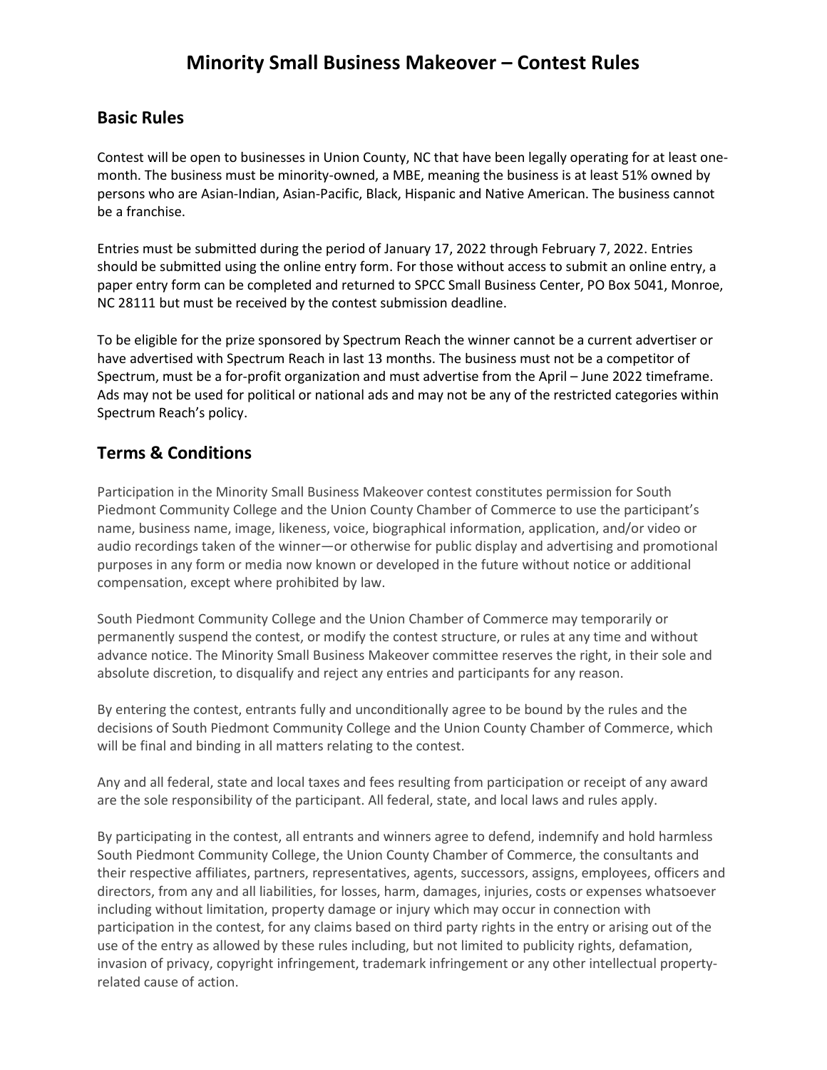# Minority Small Business Makeover – Contest Rules

## Basic Rules

Contest will be open to businesses in Union County, NC that have been legally operating for at least one-month. The business must be minority-owned, a MBE, meaning the business is at least 51% owned by persons who are Asian-Indian, Asian-Pacific, Black, Hispanic and Native American. The business cannot be a franchise.

Entries must be submitted during the period of January 17, 2022 through February 7, 2022. Entries should be submitted using the online entry form. For those without access to submit an online entry, a paper entry form can be completed and returned to SPCC Small Business Center, PO Box 5041, Monroe, NC 28111 but must be received by the contest submission deadline.

To be eligible for the prize sponsored by Spectrum Reach the winner cannot be a current advertiser or have advertised with Spectrum Reach in last 13 months. The business must not be a competitor of Spectrum, must be a for-profit organization and must advertise from the April – June 2022 timeframe. Ads may not be used for political or national ads and may not be any of the restricted categories within Spectrum Reach's policy.

## Terms & Conditions

Participation in the Minority Small Business Makeover contest constitutes permission for South Piedmont Community College and the Union County Chamber of Commerce to use the participant's name, business name, image, likeness, voice, biographical information, application, and/or video or audio recordings taken of the winner—or otherwise for public display and advertising and promotional purposes in any form or media now known or developed in the future without notice or additional compensation, except where prohibited by law.

South Piedmont Community College and the Union Chamber of Commerce may temporarily or permanently suspend the contest, or modify the contest structure, or rules at any time and without advance notice. The Minority Small Business Makeover committee reserves the right, in their sole and absolute discretion, to disqualify and reject any entries and participants for any reason.

By entering the contest, entrants fully and unconditionally agree to be bound by the rules and the decisions of South Piedmont Community College and the Union County Chamber of Commerce, which will be final and binding in all matters relating to the contest.

Any and all federal, state and local taxes and fees resulting from participation or receipt of any award are the sole responsibility of the participant. All federal, state, and local laws and rules apply.

By participating in the contest, all entrants and winners agree to defend, indemnify and hold harmless South Piedmont Community College, the Union County Chamber of Commerce, the consultants and their respective affiliates, partners, representatives, agents, successors, assigns, employees, officers and directors, from any and all liabilities, for losses, harm, damages, injuries, costs or expenses whatsoever including without limitation, property damage or injury which may occur in connection with participation in the contest, for any claims based on third party rights in the entry or arising out of the use of the entry as allowed by these rules including, but not limited to publicity rights, defamation, invasion of privacy, copyright infringement, trademark infringement or any other intellectual property-related cause of action.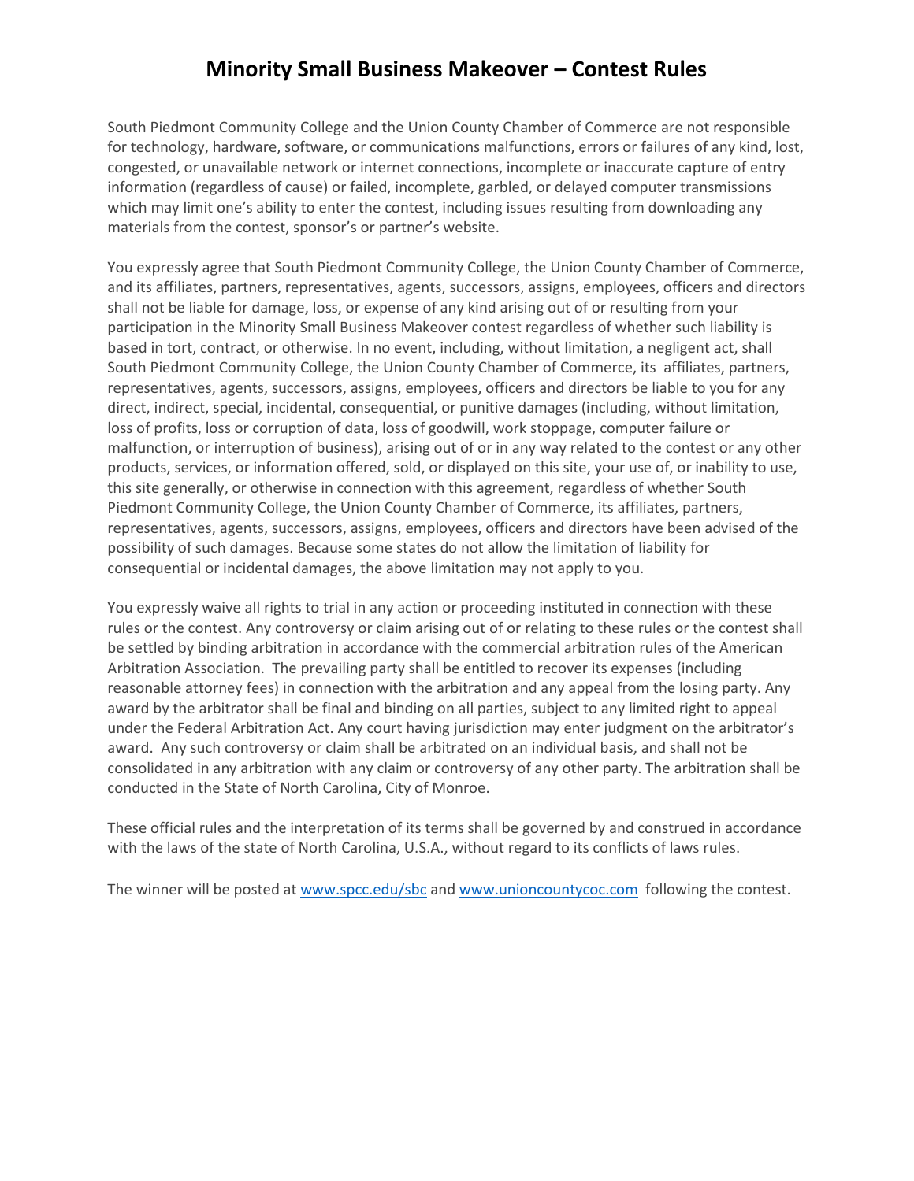# Minority Small Business Makeover – Contest Rules

South Piedmont Community College and the Union County Chamber of Commerce are not responsible for technology, hardware, software, or communications malfunctions, errors or failures of any kind, lost, congested, or unavailable network or internet connections, incomplete or inaccurate capture of entry information (regardless of cause) or failed, incomplete, garbled, or delayed computer transmissions which may limit one's ability to enter the contest, including issues resulting from downloading any materials from the contest, sponsor's or partner's website.

You expressly agree that South Piedmont Community College, the Union County Chamber of Commerce, and its affiliates, partners, representatives, agents, successors, assigns, employees, officers and directors shall not be liable for damage, loss, or expense of any kind arising out of or resulting from your participation in the Minority Small Business Makeover contest regardless of whether such liability is based in tort, contract, or otherwise. In no event, including, without limitation, a negligent act, shall South Piedmont Community College, the Union County Chamber of Commerce, its affiliates, partners, representatives, agents, successors, assigns, employees, officers and directors be liable to you for any direct, indirect, special, incidental, consequential, or punitive damages (including, without limitation, loss of profits, loss or corruption of data, loss of goodwill, work stoppage, computer failure or malfunction, or interruption of business), arising out of or in any way related to the contest or any other products, services, or information offered, sold, or displayed on this site, your use of, or inability to use, this site generally, or otherwise in connection with this agreement, regardless of whether South Piedmont Community College, the Union County Chamber of Commerce, its affiliates, partners, representatives, agents, successors, assigns, employees, officers and directors have been advised of the possibility of such damages. Because some states do not allow the limitation of liability for consequential or incidental damages, the above limitation may not apply to you.

You expressly waive all rights to trial in any action or proceeding instituted in connection with these rules or the contest. Any controversy or claim arising out of or relating to these rules or the contest shall be settled by binding arbitration in accordance with the commercial arbitration rules of the American Arbitration Association. The prevailing party shall be entitled to recover its expenses (including reasonable attorney fees) in connection with the arbitration and any appeal from the losing party. Any award by the arbitrator shall be final and binding on all parties, subject to any limited right to appeal under the Federal Arbitration Act. Any court having jurisdiction may enter judgment on the arbitrator's award. Any such controversy or claim shall be arbitrated on an individual basis, and shall not be consolidated in any arbitration with any claim or controversy of any other party. The arbitration shall be conducted in the State of North Carolina, City of Monroe.

These official rules and the interpretation of its terms shall be governed by and construed in accordance with the laws of the state of North Carolina, U.S.A., without regard to its conflicts of laws rules.

The winner will be posted at [www.spcc.edu/sbc](http://www.spcc.edu/sbc) and [www.unioncountycoc.com](http://www.unioncountycoc.com) following the contest.